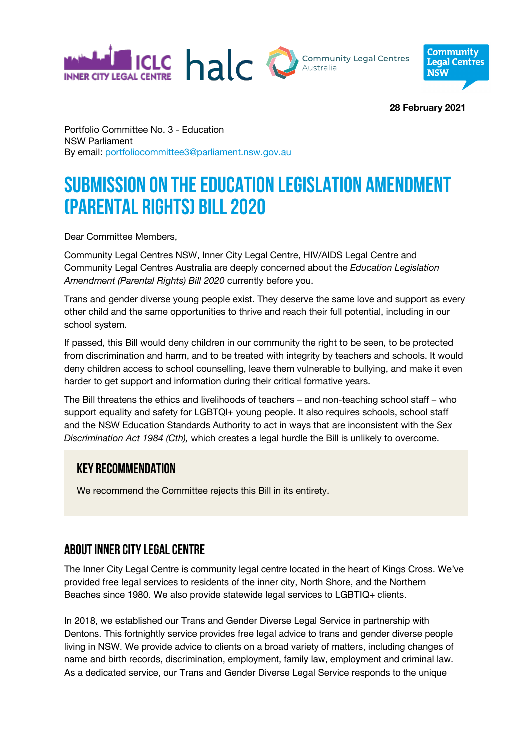**28 February 2021**

Portfolio Committee No. 3 - Education
NSW Parliament
By email: [portfoliocommittee3@parliament.nsw.gov.au](mailto:portfoliocommittee3@parliament.nsw.gov.au)

# SUBMISSION ON THE EDUCATION LEGISLATION AMENDMENT (PARENTAL RIGHTS) BILL 2020

Dear Committee Members,

Community Legal Centres NSW, Inner City Legal Centre, HIV/AIDS Legal Centre and Community Legal Centres Australia are deeply concerned about the *Education Legislation Amendment (Parental Rights) Bill 2020* currently before you.

Trans and gender diverse young people exist. They deserve the same love and support as every other child and the same opportunities to thrive and reach their full potential, including in our school system.

If passed, this Bill would deny children in our community the right to be seen, to be protected from discrimination and harm, and to be treated with integrity by teachers and schools. It would deny children access to school counselling, leave them vulnerable to bullying, and make it even harder to get support and information during their critical formative years.

The Bill threatens the ethics and livelihoods of teachers – and non-teaching school staff – who support equality and safety for LGBTQI+ young people. It also requires schools, school staff and the NSW Education Standards Authority to act in ways that are inconsistent with the *Sex Discrimination Act 1984 (Cth),* which creates a legal hurdle the Bill is unlikely to overcome.

## KEY RECOMMENDATION

We recommend the Committee rejects this Bill in its entirety.

## ABOUT INNER CITY LEGAL CENTRE

The Inner City Legal Centre is community legal centre located in the heart of Kings Cross. We've provided free legal services to residents of the inner city, North Shore, and the Northern Beaches since 1980. We also provide statewide legal services to LGBTIQ+ clients.

In 2018, we established our Trans and Gender Diverse Legal Service in partnership with Dentons. This fortnightly service provides free legal advice to trans and gender diverse people living in NSW. We provide advice to clients on a broad variety of matters, including changes of name and birth records, discrimination, employment, family law, employment and criminal law. As a dedicated service, our Trans and Gender Diverse Legal Service responds to the unique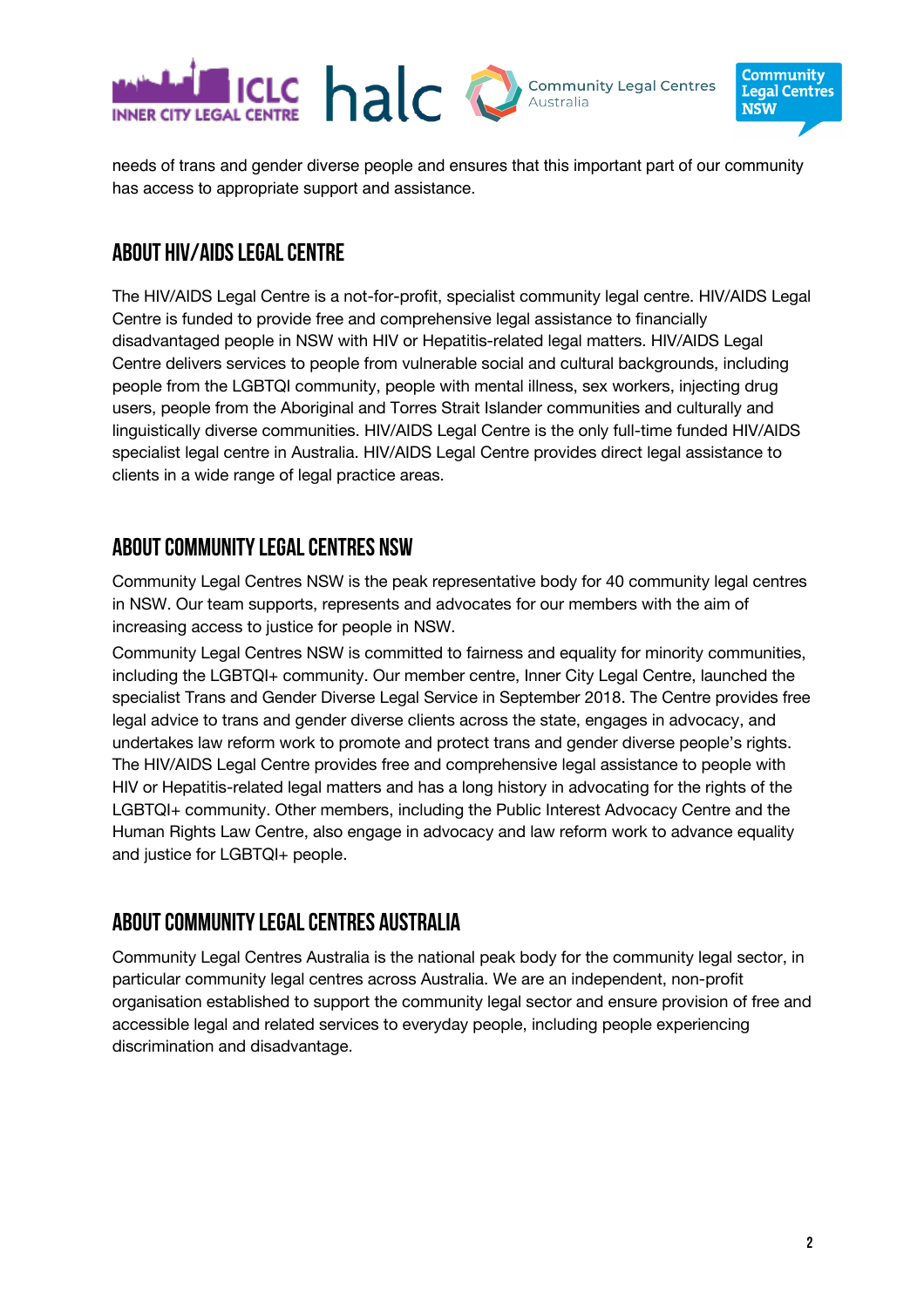needs of trans and gender diverse people and ensures that this important part of our community has access to appropriate support and assistance.

## ABOUT HIV/AIDS LEGAL CENTRE

The HIV/AIDS Legal Centre is a not-for-profit, specialist community legal centre. HIV/AIDS Legal Centre is funded to provide free and comprehensive legal assistance to financially disadvantaged people in NSW with HIV or Hepatitis-related legal matters. HIV/AIDS Legal Centre delivers services to people from vulnerable social and cultural backgrounds, including people from the LGBTQI community, people with mental illness, sex workers, injecting drug users, people from the Aboriginal and Torres Strait Islander communities and culturally and linguistically diverse communities. HIV/AIDS Legal Centre is the only full-time funded HIV/AIDS specialist legal centre in Australia. HIV/AIDS Legal Centre provides direct legal assistance to clients in a wide range of legal practice areas.

## ABOUT COMMUNITY LEGAL CENTRES NSW

Community Legal Centres NSW is the peak representative body for 40 community legal centres in NSW. Our team supports, represents and advocates for our members with the aim of increasing access to justice for people in NSW.

Community Legal Centres NSW is committed to fairness and equality for minority communities, including the LGBTQI+ community. Our member centre, Inner City Legal Centre, launched the specialist Trans and Gender Diverse Legal Service in September 2018. The Centre provides free legal advice to trans and gender diverse clients across the state, engages in advocacy, and undertakes law reform work to promote and protect trans and gender diverse people's rights. The HIV/AIDS Legal Centre provides free and comprehensive legal assistance to people with HIV or Hepatitis-related legal matters and has a long history in advocating for the rights of the LGBTQI+ community. Other members, including the Public Interest Advocacy Centre and the Human Rights Law Centre, also engage in advocacy and law reform work to advance equality and justice for LGBTQI+ people.

## ABOUT COMMUNITY LEGAL CENTRES AUSTRALIA

Community Legal Centres Australia is the national peak body for the community legal sector, in particular community legal centres across Australia. We are an independent, non-profit organisation established to support the community legal sector and ensure provision of free and accessible legal and related services to everyday people, including people experiencing discrimination and disadvantage.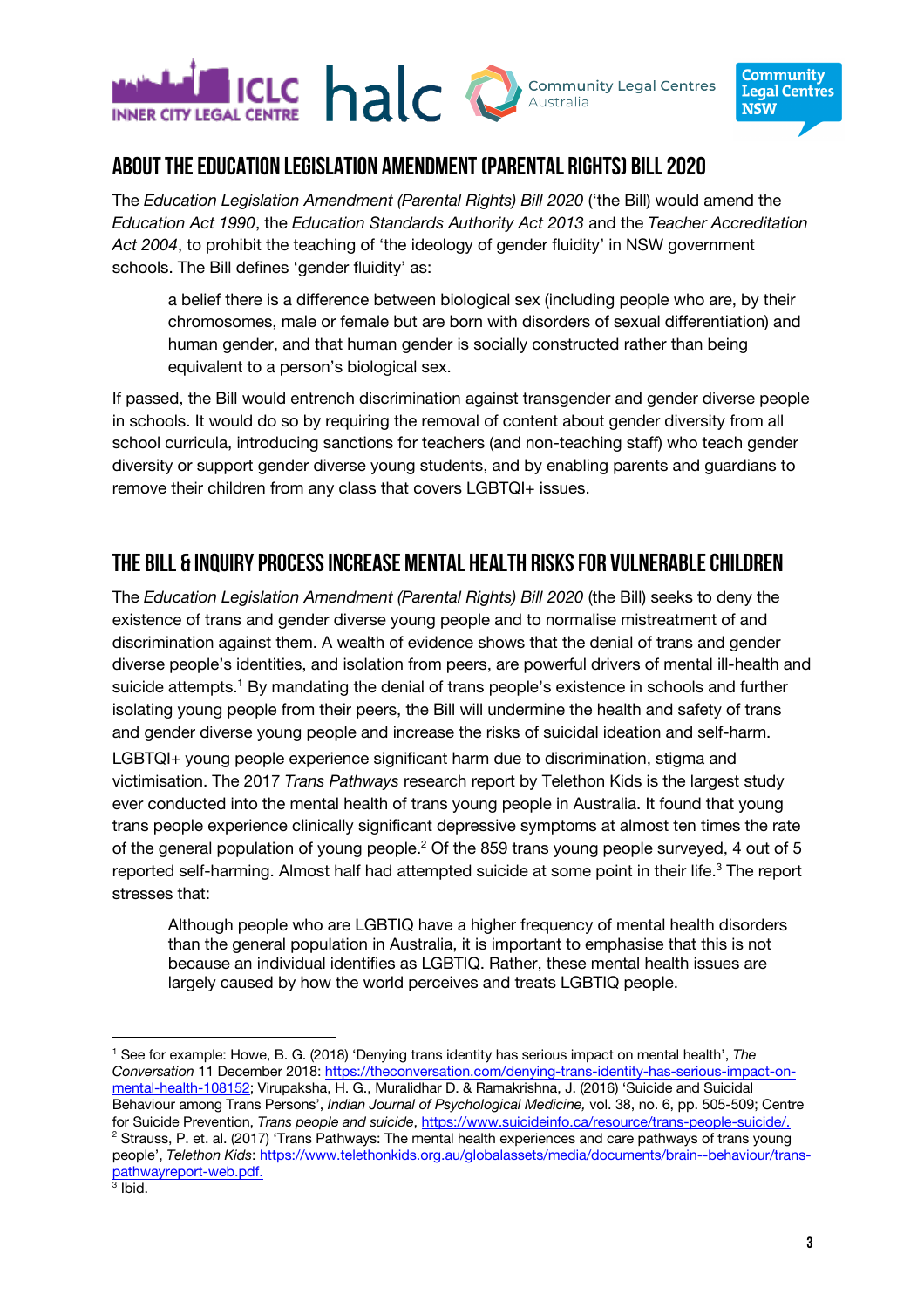## ABOUT THE EDUCATION LEGISLATION AMENDMENT (PARENTAL RIGHTS) BILL 2020

The *Education Legislation Amendment (Parental Rights) Bill 2020* ('the Bill) would amend the *Education Act 1990*, the *Education Standards Authority Act 2013* and the *Teacher Accreditation Act 2004*, to prohibit the teaching of 'the ideology of gender fluidity' in NSW government schools. The Bill defines 'gender fluidity' as:

> a belief there is a difference between biological sex (including people who are, by their chromosomes, male or female but are born with disorders of sexual differentiation) and human gender, and that human gender is socially constructed rather than being equivalent to a person's biological sex.

If passed, the Bill would entrench discrimination against transgender and gender diverse people in schools. It would do so by requiring the removal of content about gender diversity from all school curricula, introducing sanctions for teachers (and non-teaching staff) who teach gender diversity or support gender diverse young students, and by enabling parents and guardians to remove their children from any class that covers LGBTQI+ issues.

## THE BILL & INQUIRY PROCESS INCREASE MENTAL HEALTH RISKS FOR VULNERABLE CHILDREN

The *Education Legislation Amendment (Parental Rights) Bill 2020* (the Bill) seeks to deny the existence of trans and gender diverse young people and to normalise mistreatment of and discrimination against them. A wealth of evidence shows that the denial of trans and gender diverse people's identities, and isolation from peers, are powerful drivers of mental ill-health and suicide attempts.[1] By mandating the denial of trans people's existence in schools and further isolating young people from their peers, the Bill will undermine the health and safety of trans and gender diverse young people and increase the risks of suicidal ideation and self-harm.

LGBTQI+ young people experience significant harm due to discrimination, stigma and victimisation. The 2017 *Trans Pathways* research report by Telethon Kids is the largest study ever conducted into the mental health of trans young people in Australia. It found that young trans people experience clinically significant depressive symptoms at almost ten times the rate of the general population of young people.[2] Of the 859 trans young people surveyed, 4 out of 5 reported self-harming. Almost half had attempted suicide at some point in their life.[3] The report stresses that:

> Although people who are LGBTIQ have a higher frequency of mental health disorders than the general population in Australia, it is important to emphasise that this is not because an individual identifies as LGBTIQ. Rather, these mental health issues are largely caused by how the world perceives and treats LGBTIQ people.

---

[1] See for example: Howe, B. G. (2018) 'Denying trans identity has serious impact on mental health', *The Conversation* 11 December 2018: https://theconversation.com/denying-trans-identity-has-serious-impact-on-mental-health-108152; Virupaksha, H. G., Muralidhar D. & Ramakrishna, J. (2016) 'Suicide and Suicidal Behaviour among Trans Persons', *Indian Journal of Psychological Medicine,* vol. 38, no. 6, pp. 505-509; Centre for Suicide Prevention, *Trans people and suicide*, https://www.suicideinfo.ca/resource/trans-people-suicide/.

[2] Strauss, P. et. al. (2017) 'Trans Pathways: The mental health experiences and care pathways of trans young people', *Telethon Kids*: https://www.telethonkids.org.au/globalassets/media/documents/brain--behaviour/trans-pathwayreport-web.pdf.

[3] Ibid.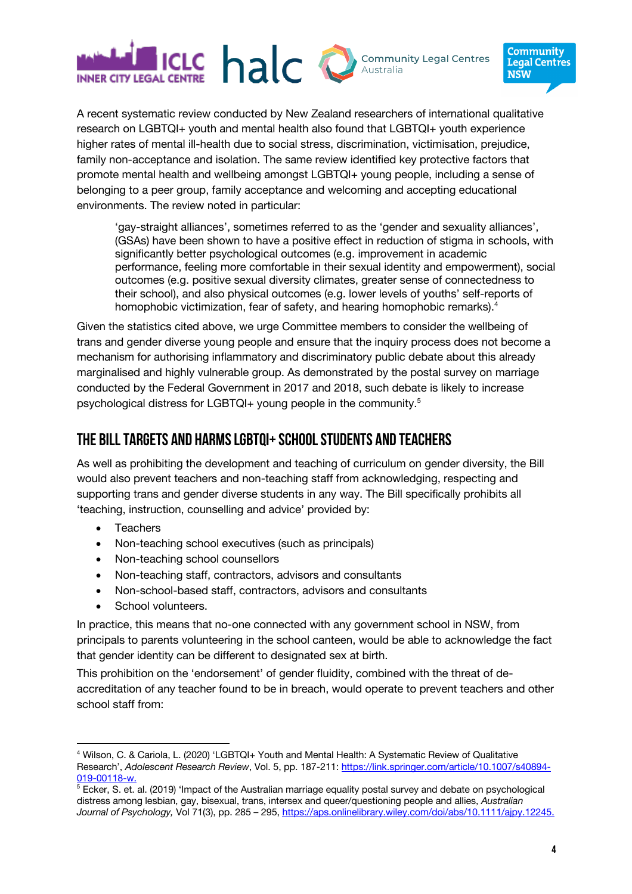A recent systematic review conducted by New Zealand researchers of international qualitative research on LGBTQI+ youth and mental health also found that LGBTQI+ youth experience higher rates of mental ill-health due to social stress, discrimination, victimisation, prejudice, family non-acceptance and isolation. The same review identified key protective factors that promote mental health and wellbeing amongst LGBTQI+ young people, including a sense of belonging to a peer group, family acceptance and welcoming and accepting educational environments. The review noted in particular:

> 'gay-straight alliances', sometimes referred to as the 'gender and sexuality alliances', (GSAs) have been shown to have a positive effect in reduction of stigma in schools, with significantly better psychological outcomes (e.g. improvement in academic performance, feeling more comfortable in their sexual identity and empowerment), social outcomes (e.g. positive sexual diversity climates, greater sense of connectedness to their school), and also physical outcomes (e.g. lower levels of youths' self-reports of homophobic victimization, fear of safety, and hearing homophobic remarks).[4]

Given the statistics cited above, we urge Committee members to consider the wellbeing of trans and gender diverse young people and ensure that the inquiry process does not become a mechanism for authorising inflammatory and discriminatory public debate about this already marginalised and highly vulnerable group. As demonstrated by the postal survey on marriage conducted by the Federal Government in 2017 and 2018, such debate is likely to increase psychological distress for LGBTQI+ young people in the community.[5]

## The Bill targets and harms LGBTQI+ school students and teachers

As well as prohibiting the development and teaching of curriculum on gender diversity, the Bill would also prevent teachers and non-teaching staff from acknowledging, respecting and supporting trans and gender diverse students in any way. The Bill specifically prohibits all 'teaching, instruction, counselling and advice' provided by:

- Teachers
- Non-teaching school executives (such as principals)
- Non-teaching school counsellors
- Non-teaching staff, contractors, advisors and consultants
- Non-school-based staff, contractors, advisors and consultants
- School volunteers.

In practice, this means that no-one connected with any government school in NSW, from principals to parents volunteering in the school canteen, would be able to acknowledge the fact that gender identity can be different to designated sex at birth.

This prohibition on the 'endorsement' of gender fluidity, combined with the threat of de-accreditation of any teacher found to be in breach, would operate to prevent teachers and other school staff from:

---

[4] Wilson, C. & Cariola, L. (2020) 'LGBTQI+ Youth and Mental Health: A Systematic Review of Qualitative Research', *Adolescent Research Review*, Vol. 5, pp. 187-211: https://link.springer.com/article/10.1007/s40894-019-00118-w.

[5] Ecker, S. et. al. (2019) 'Impact of the Australian marriage equality postal survey and debate on psychological distress among lesbian, gay, bisexual, trans, intersex and queer/questioning people and allies, *Australian Journal of Psychology,* Vol 71(3), pp. 285 – 295, https://aps.onlinelibrary.wiley.com/doi/abs/10.1111/ajpy.12245.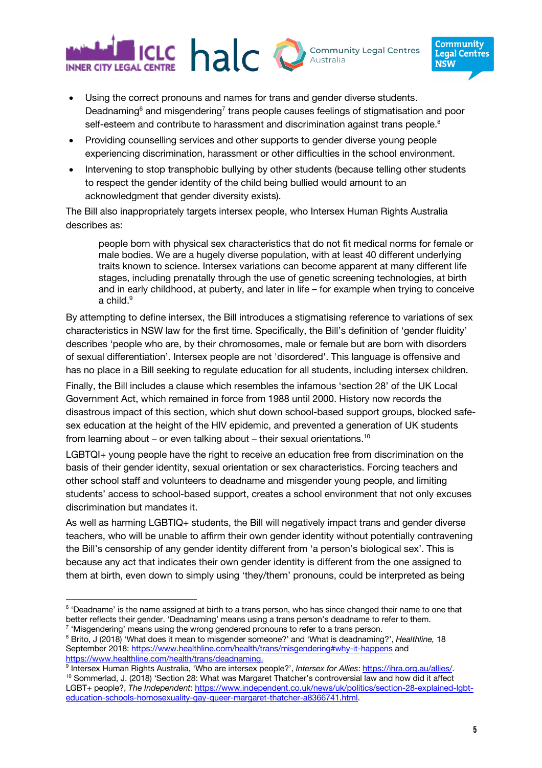- Using the correct pronouns and names for trans and gender diverse students. Deadnaming[6] and misgendering[7] trans people causes feelings of stigmatisation and poor self-esteem and contribute to harassment and discrimination against trans people.[8]
- Providing counselling services and other supports to gender diverse young people experiencing discrimination, harassment or other difficulties in the school environment.
- Intervening to stop transphobic bullying by other students (because telling other students to respect the gender identity of the child being bullied would amount to an acknowledgment that gender diversity exists).

The Bill also inappropriately targets intersex people, who Intersex Human Rights Australia describes as:

> people born with physical sex characteristics that do not fit medical norms for female or male bodies. We are a hugely diverse population, with at least 40 different underlying traits known to science. Intersex variations can become apparent at many different life stages, including prenatally through the use of genetic screening technologies, at birth and in early childhood, at puberty, and later in life – for example when trying to conceive a child.[9]

By attempting to define intersex, the Bill introduces a stigmatising reference to variations of sex characteristics in NSW law for the first time. Specifically, the Bill's definition of 'gender fluidity' describes 'people who are, by their chromosomes, male or female but are born with disorders of sexual differentiation'. Intersex people are not 'disordered'. This language is offensive and has no place in a Bill seeking to regulate education for all students, including intersex children.

Finally, the Bill includes a clause which resembles the infamous 'section 28' of the UK Local Government Act, which remained in force from 1988 until 2000. History now records the disastrous impact of this section, which shut down school-based support groups, blocked safe-sex education at the height of the HIV epidemic, and prevented a generation of UK students from learning about – or even talking about – their sexual orientations.[10]

LGBTQI+ young people have the right to receive an education free from discrimination on the basis of their gender identity, sexual orientation or sex characteristics. Forcing teachers and other school staff and volunteers to deadname and misgender young people, and limiting students' access to school-based support, creates a school environment that not only excuses discrimination but mandates it.

As well as harming LGBTIQ+ students, the Bill will negatively impact trans and gender diverse teachers, who will be unable to affirm their own gender identity without potentially contravening the Bill's censorship of any gender identity different from 'a person's biological sex'. This is because any act that indicates their own gender identity is different from the one assigned to them at birth, even down to simply using 'they/them' pronouns, could be interpreted as being

---

[6] 'Deadname' is the name assigned at birth to a trans person, who has since changed their name to one that better reflects their gender. 'Deadnaming' means using a trans person's deadname to refer to them.

[7] 'Misgendering' means using the wrong gendered pronouns to refer to a trans person.

[8] Brito, J (2018) 'What does it mean to misgender someone?' and 'What is deadnaming?', *Healthline,* 18 September 2018: https://www.healthline.com/health/trans/misgendering#why-it-happens and https://www.healthline.com/health/trans/deadnaming.

[9] Intersex Human Rights Australia, 'Who are intersex people?', *Intersex for Allies*: https://ihra.org.au/allies/.

[10] Sommerlad, J. (2018) 'Section 28: What was Margaret Thatcher's controversial law and how did it affect LGBT+ people?, *The Independent*: https://www.independent.co.uk/news/uk/politics/section-28-explained-lgbt-education-schools-homosexuality-gay-queer-margaret-thatcher-a8366741.html.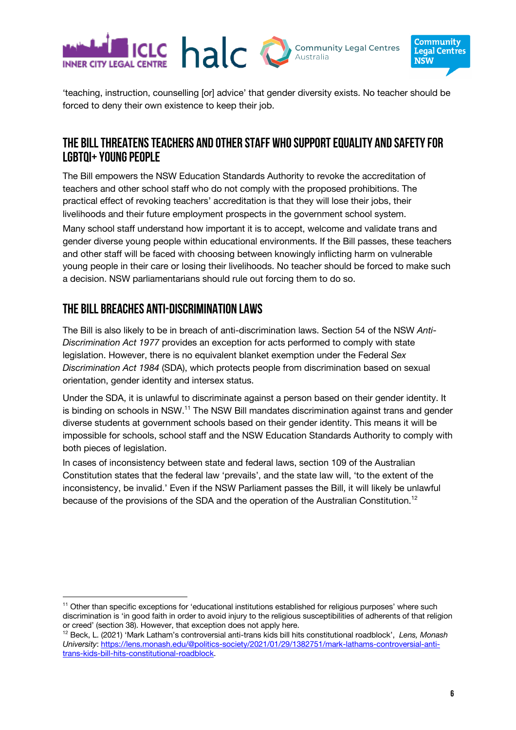'teaching, instruction, counselling [or] advice' that gender diversity exists. No teacher should be forced to deny their own existence to keep their job.

## THE BILL THREATENS TEACHERS AND OTHER STAFF WHO SUPPORT EQUALITY AND SAFETY FOR LGBTQI+ YOUNG PEOPLE

The Bill empowers the NSW Education Standards Authority to revoke the accreditation of teachers and other school staff who do not comply with the proposed prohibitions. The practical effect of revoking teachers' accreditation is that they will lose their jobs, their livelihoods and their future employment prospects in the government school system.

Many school staff understand how important it is to accept, welcome and validate trans and gender diverse young people within educational environments. If the Bill passes, these teachers and other staff will be faced with choosing between knowingly inflicting harm on vulnerable young people in their care or losing their livelihoods. No teacher should be forced to make such a decision. NSW parliamentarians should rule out forcing them to do so.

## THE BILL BREACHES ANTI-DISCRIMINATION LAWS

The Bill is also likely to be in breach of anti-discrimination laws. Section 54 of the NSW *Anti-Discrimination Act 1977* provides an exception for acts performed to comply with state legislation. However, there is no equivalent blanket exemption under the Federal *Sex Discrimination Act 1984* (SDA), which protects people from discrimination based on sexual orientation, gender identity and intersex status.

Under the SDA, it is unlawful to discriminate against a person based on their gender identity. It is binding on schools in NSW.[11] The NSW Bill mandates discrimination against trans and gender diverse students at government schools based on their gender identity. This means it will be impossible for schools, school staff and the NSW Education Standards Authority to comply with both pieces of legislation.

In cases of inconsistency between state and federal laws, section 109 of the Australian Constitution states that the federal law 'prevails', and the state law will, 'to the extent of the inconsistency, be invalid.' Even if the NSW Parliament passes the Bill, it will likely be unlawful because of the provisions of the SDA and the operation of the Australian Constitution.[12]

---

[11] Other than specific exceptions for 'educational institutions established for religious purposes' where such discrimination is 'in good faith in order to avoid injury to the religious susceptibilities of adherents of that religion or creed' (section 38). However, that exception does not apply here.

[12] Beck, L. (2021) 'Mark Latham's controversial anti-trans kids bill hits constitutional roadblock', *Lens, Monash University*: https://lens.monash.edu/@politics-society/2021/01/29/1382751/mark-lathams-controversial-anti-trans-kids-bill-hits-constitutional-roadblock.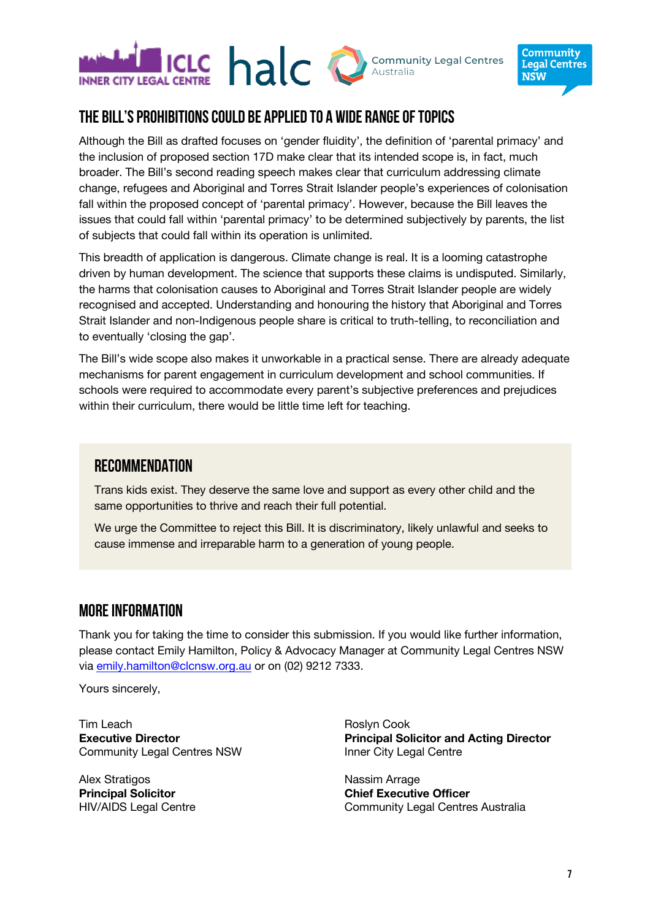## The Bill's prohibitions could be applied to a wide range of topics

Although the Bill as drafted focuses on 'gender fluidity', the definition of 'parental primacy' and the inclusion of proposed section 17D make clear that its intended scope is, in fact, much broader. The Bill's second reading speech makes clear that curriculum addressing climate change, refugees and Aboriginal and Torres Strait Islander people's experiences of colonisation fall within the proposed concept of 'parental primacy'. However, because the Bill leaves the issues that could fall within 'parental primacy' to be determined subjectively by parents, the list of subjects that could fall within its operation is unlimited.

This breadth of application is dangerous. Climate change is real. It is a looming catastrophe driven by human development. The science that supports these claims is undisputed. Similarly, the harms that colonisation causes to Aboriginal and Torres Strait Islander people are widely recognised and accepted. Understanding and honouring the history that Aboriginal and Torres Strait Islander and non-Indigenous people share is critical to truth-telling, to reconciliation and to eventually 'closing the gap'.

The Bill's wide scope also makes it unworkable in a practical sense. There are already adequate mechanisms for parent engagement in curriculum development and school communities. If schools were required to accommodate every parent's subjective preferences and prejudices within their curriculum, there would be little time left for teaching.

## Recommendation

Trans kids exist. They deserve the same love and support as every other child and the same opportunities to thrive and reach their full potential.

We urge the Committee to reject this Bill. It is discriminatory, likely unlawful and seeks to cause immense and irreparable harm to a generation of young people.

## More information

Thank you for taking the time to consider this submission. If you would like further information, please contact Emily Hamilton, Policy & Advocacy Manager at Community Legal Centres NSW via emily.hamilton@clcnsw.org.au or on (02) 9212 7333.

Yours sincerely,

Tim Leach
**Executive Director**
Community Legal Centres NSW

Roslyn Cook
**Principal Solicitor and Acting Director**
Inner City Legal Centre

Alex Stratigos
**Principal Solicitor**
HIV/AIDS Legal Centre

Nassim Arrage
**Chief Executive Officer**
Community Legal Centres Australia